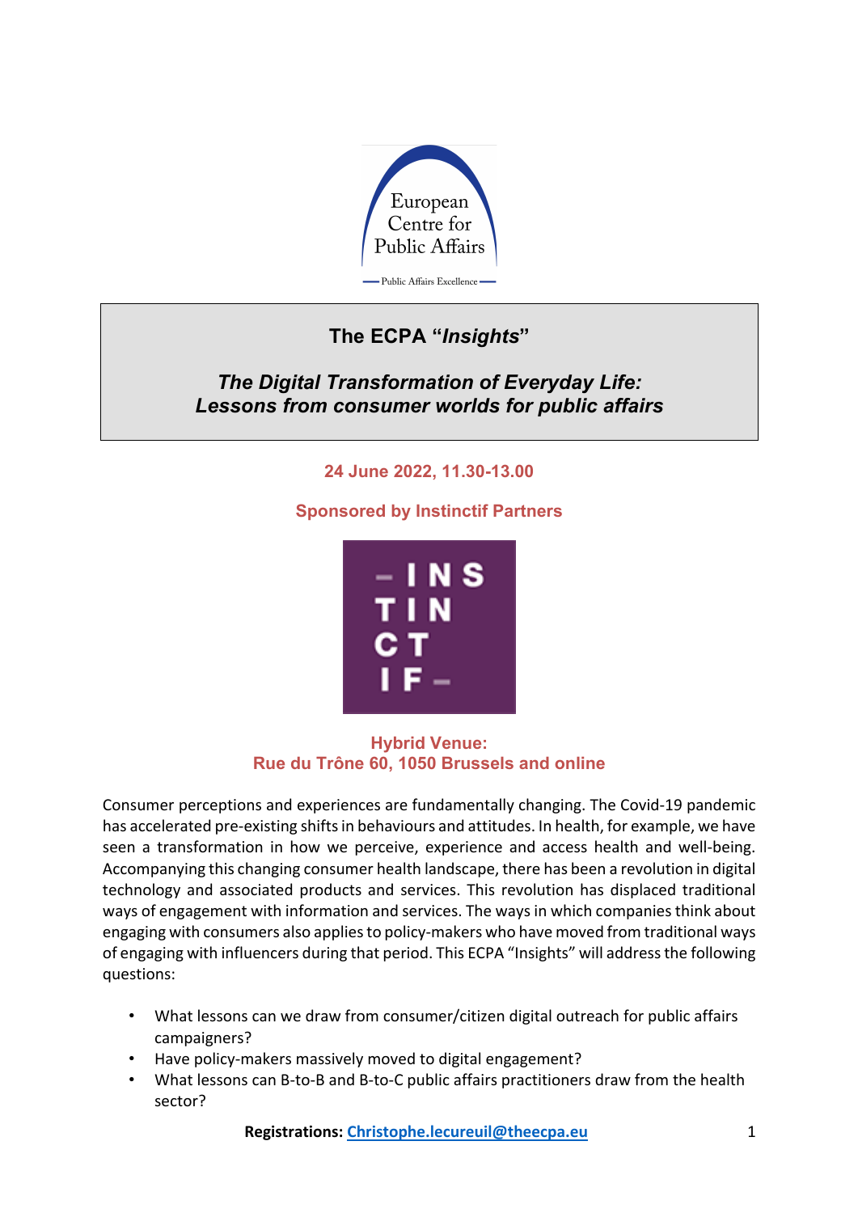# The ECPA "*Insights*"

## *The Digital Transformation of Everyday Life: Lessons from consumer worlds for public affairs*

**24 June 2022, 11.30-13.00**

**Sponsored by Instinctif Partners**

**Hybrid Venue:**
**Rue du Trône 60, 1050 Brussels and online**

Consumer perceptions and experiences are fundamentally changing. The Covid-19 pandemic has accelerated pre-existing shifts in behaviours and attitudes. In health, for example, we have seen a transformation in how we perceive, experience and access health and well-being. Accompanying this changing consumer health landscape, there has been a revolution in digital technology and associated products and services. This revolution has displaced traditional ways of engagement with information and services. The ways in which companies think about engaging with consumers also applies to policy-makers who have moved from traditional ways of engaging with influencers during that period. This ECPA "Insights" will address the following questions:

- What lessons can we draw from consumer/citizen digital outreach for public affairs campaigners?
- Have policy-makers massively moved to digital engagement?
- What lessons can B-to-B and B-to-C public affairs practitioners draw from the health sector?

**Registrations: Christophe.lecureuil@theecpa.eu**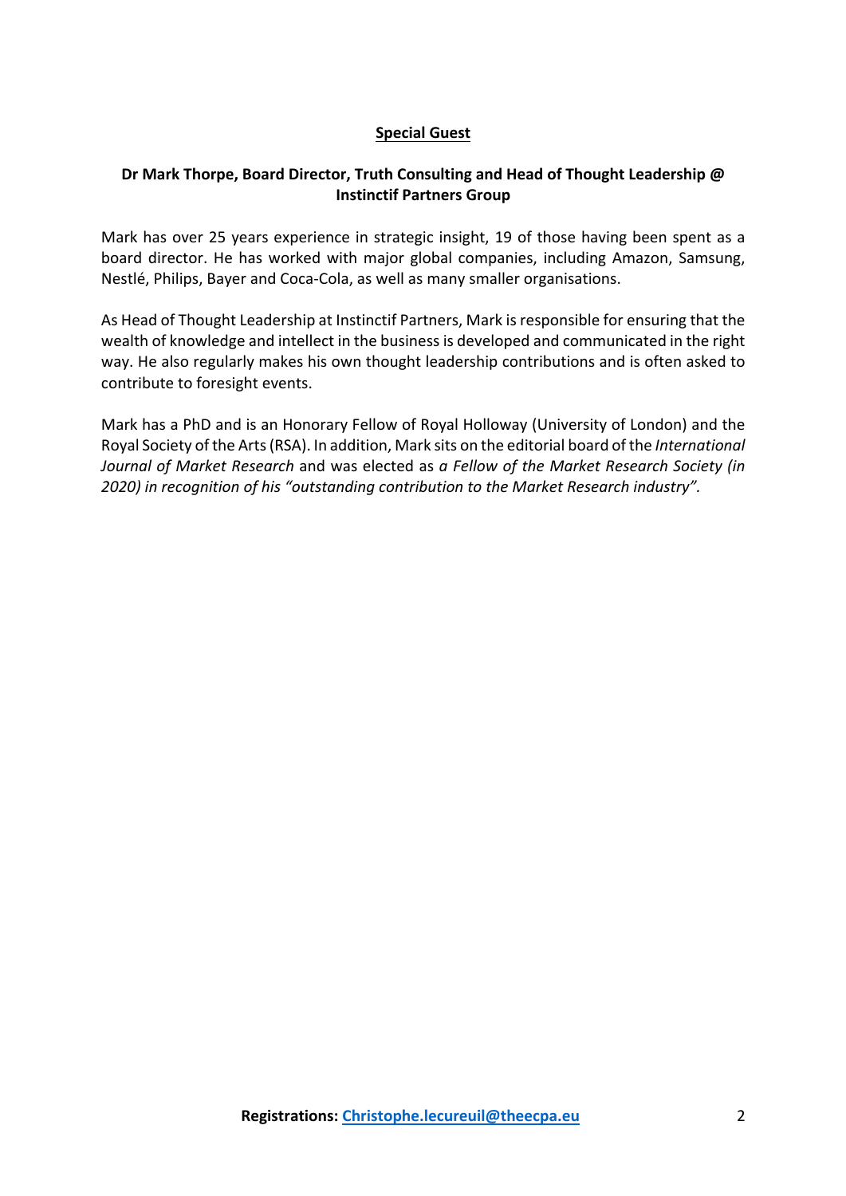## Special Guest

**Dr Mark Thorpe, Board Director, Truth Consulting and Head of Thought Leadership @ Instinctif Partners Group**

Mark has over 25 years experience in strategic insight, 19 of those having been spent as a board director. He has worked with major global companies, including Amazon, Samsung, Nestlé, Philips, Bayer and Coca-Cola, as well as many smaller organisations.

As Head of Thought Leadership at Instinctif Partners, Mark is responsible for ensuring that the wealth of knowledge and intellect in the business is developed and communicated in the right way. He also regularly makes his own thought leadership contributions and is often asked to contribute to foresight events.

Mark has a PhD and is an Honorary Fellow of Royal Holloway (University of London) and the Royal Society of the Arts (RSA). In addition, Mark sits on the editorial board of the *International Journal of Market Research* and was elected as *a Fellow of the Market Research Society (in 2020) in recognition of his "outstanding contribution to the Market Research industry".*

**Registrations: Christophe.lecureuil@theecpa.eu**